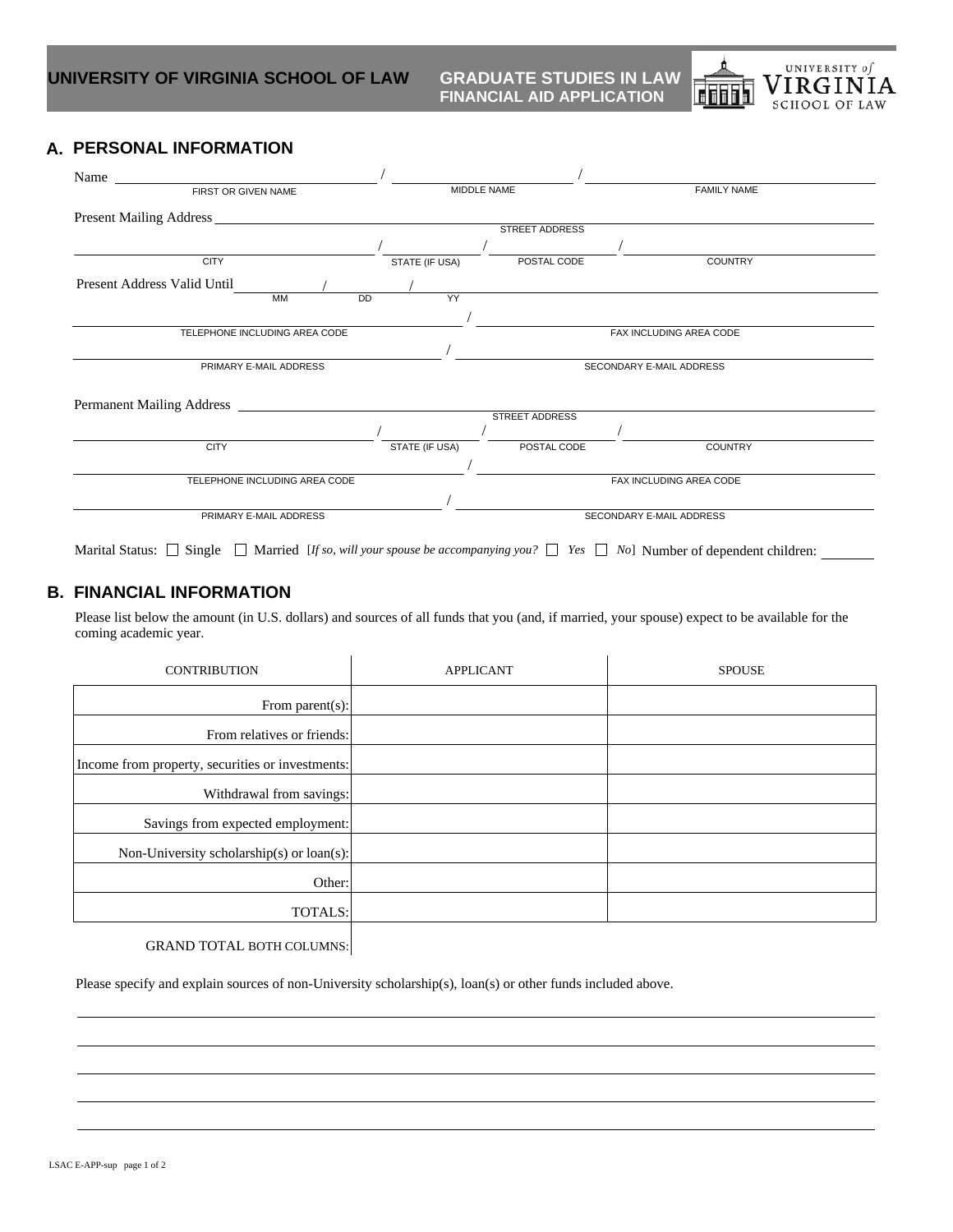# UNIVERSITY OF VIRGINIA SCHOOL OF LAW

**GRADUATE STUDIES IN LAW**
**FINANCIAL AID APPLICATION**

UNIVERSITY of VIRGINIA SCHOOL OF LAW

## A. PERSONAL INFORMATION

Name ______________________ / ______________________ / ______________________
FIRST OR GIVEN NAME / MIDDLE NAME / FAMILY NAME

Present Mailing Address ______________________________________________
STREET ADDRESS

______________________ / ______________ / ______________ / ______________________
CITY / STATE (IF USA) / POSTAL CODE / COUNTRY

Present Address Valid Until ______ / ______ / ______
MM / DD / YY

______________________________ / ______________________________
TELEPHONE INCLUDING AREA CODE / FAX INCLUDING AREA CODE

______________________________ / ______________________________
PRIMARY E-MAIL ADDRESS / SECONDARY E-MAIL ADDRESS

Permanent Mailing Address ______________________________________________
STREET ADDRESS

______________________ / ______________ / ______________ / ______________________
CITY / STATE (IF USA) / POSTAL CODE / COUNTRY

______________________________ / ______________________________
TELEPHONE INCLUDING AREA CODE / FAX INCLUDING AREA CODE

______________________________ / ______________________________
PRIMARY E-MAIL ADDRESS / SECONDARY E-MAIL ADDRESS

Marital Status: ☐ Single ☐ Married [*If so, will your spouse be accompanying you?* ☐ *Yes* ☐ *No*] Number of dependent children: ______

## B. FINANCIAL INFORMATION

Please list below the amount (in U.S. dollars) and sources of all funds that you (and, if married, your spouse) expect to be available for the coming academic year.

| CONTRIBUTION | APPLICANT | SPOUSE |
|---|---|---|
| From parent(s): | | |
| From relatives or friends: | | |
| Income from property, securities or investments: | | |
| Withdrawal from savings: | | |
| Savings from expected employment: | | |
| Non-University scholarship(s) or loan(s): | | |
| Other: | | |
| TOTALS: | | |
| GRAND TOTAL BOTH COLUMNS: | | |

Please specify and explain sources of non-University scholarship(s), loan(s) or other funds included above.

______________________________________________________________________________

______________________________________________________________________________

______________________________________________________________________________

______________________________________________________________________________

______________________________________________________________________________

LSAC E-APP-sup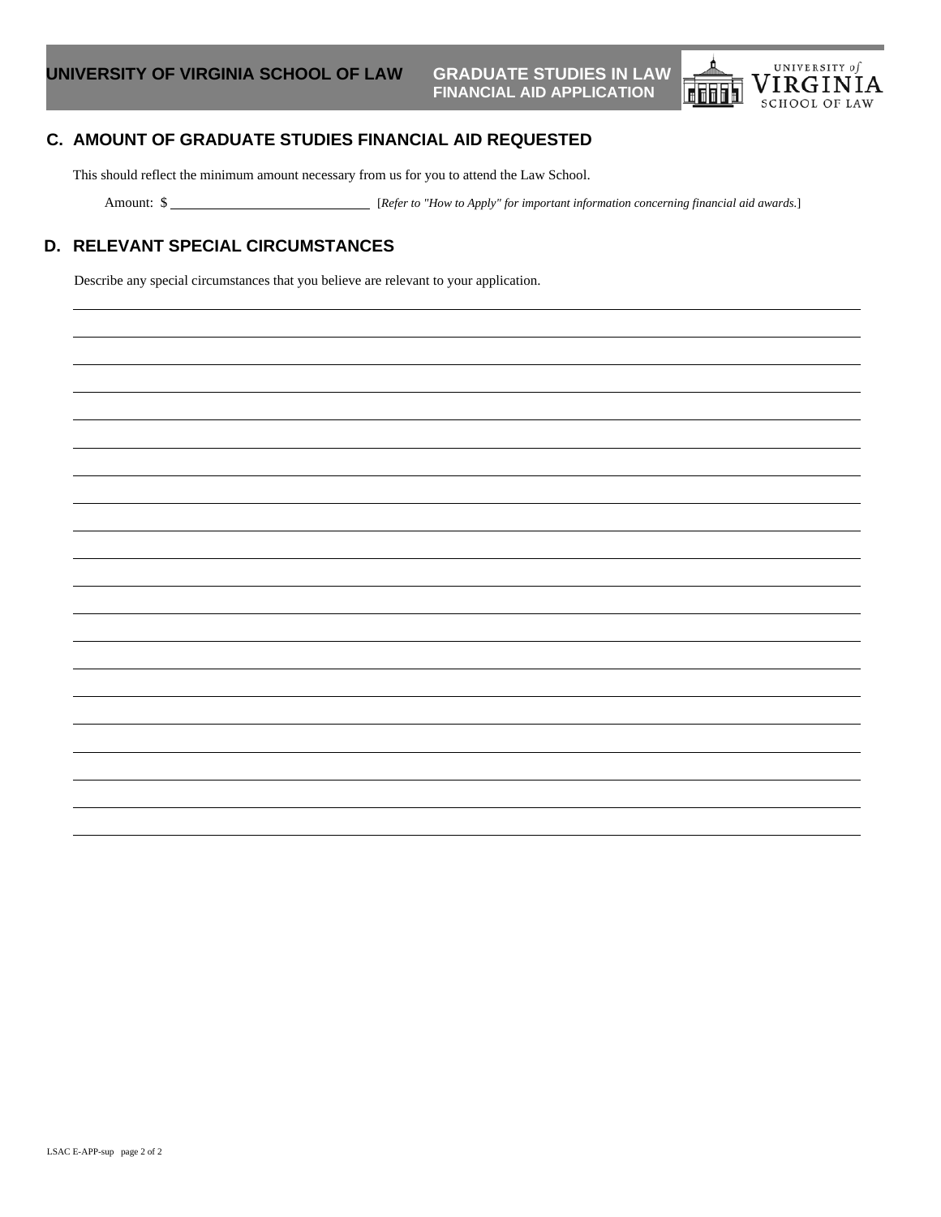## C. AMOUNT OF GRADUATE STUDIES FINANCIAL AID REQUESTED

This should reflect the minimum amount necessary from us for you to attend the Law School.

Amount: $ ____________________________ [*Refer to "How to Apply" for important information concerning financial aid awards.*]

## D. RELEVANT SPECIAL CIRCUMSTANCES

Describe any special circumstances that you believe are relevant to your application.

______________________________________________________________________________

______________________________________________________________________________

______________________________________________________________________________

______________________________________________________________________________

______________________________________________________________________________

______________________________________________________________________________

______________________________________________________________________________

______________________________________________________________________________

______________________________________________________________________________

______________________________________________________________________________

______________________________________________________________________________

______________________________________________________________________________

______________________________________________________________________________

______________________________________________________________________________

______________________________________________________________________________

______________________________________________________________________________

______________________________________________________________________________

______________________________________________________________________________

______________________________________________________________________________

LSAC E-APP-sup